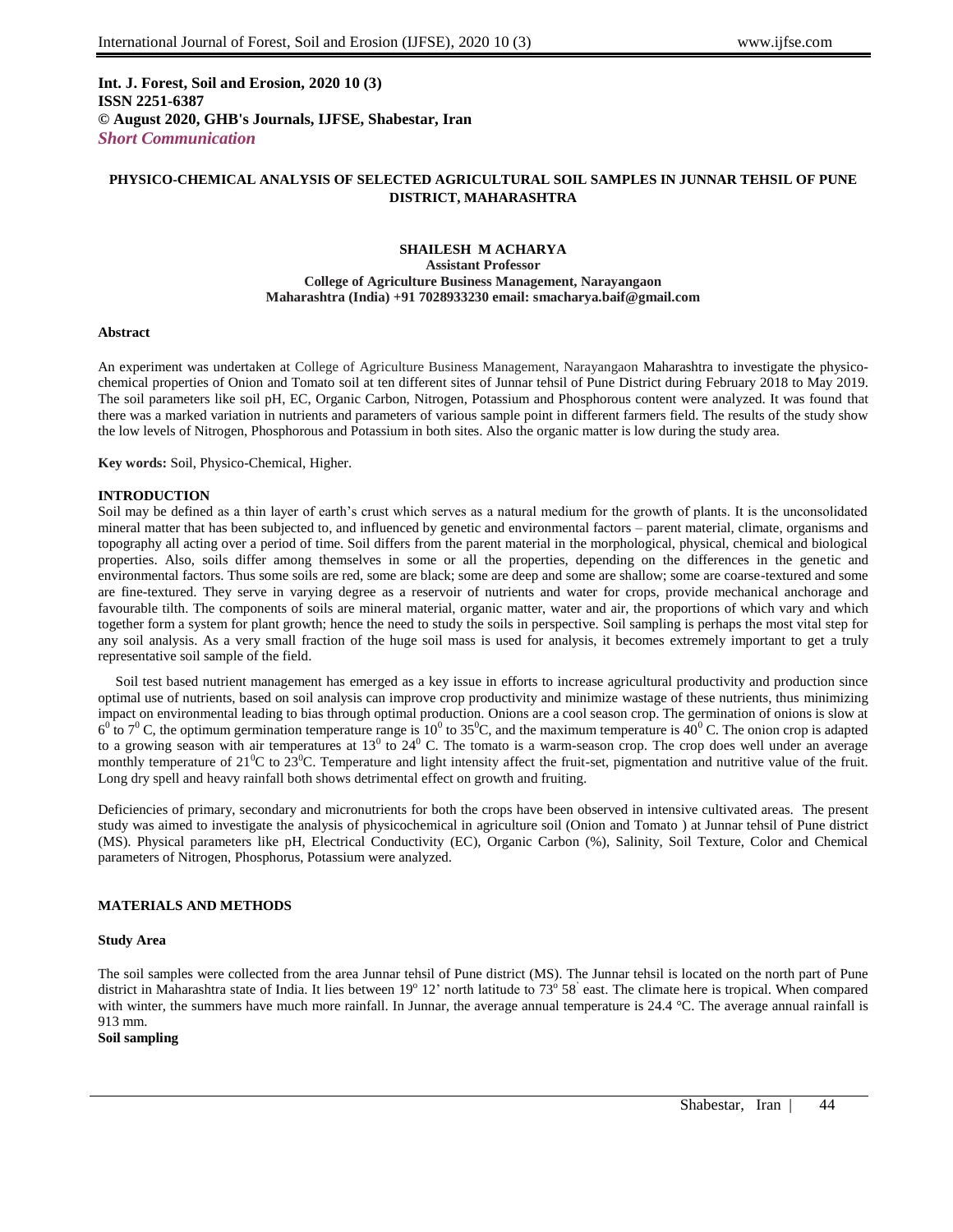**Int. J. Forest, Soil and Erosion, 2020 10 (3)**
**ISSN 2251-6387**
**© August 2020, GHB's Journals, IJFSE, Shabestar, Iran**
***Short Communication***

# PHYSICO-CHEMICAL ANALYSIS OF SELECTED AGRICULTURAL SOIL SAMPLES IN JUNNAR TEHSIL OF PUNE DISTRICT, MAHARASHTRA

**SHAILESH M ACHARYA**
**Assistant Professor**
**College of Agriculture Business Management, Narayangaon**
**Maharashtra (India) +91 7028933230 email: smacharya.baif@gmail.com**

## Abstract

An experiment was undertaken at College of Agriculture Business Management, Narayangaon Maharashtra to investigate the physico-chemical properties of Onion and Tomato soil at ten different sites of Junnar tehsil of Pune District during February 2018 to May 2019. The soil parameters like soil pH, EC, Organic Carbon, Nitrogen, Potassium and Phosphorous content were analyzed. It was found that there was a marked variation in nutrients and parameters of various sample point in different farmers field. The results of the study show the low levels of Nitrogen, Phosphorous and Potassium in both sites. Also the organic matter is low during the study area.

**Key words:** Soil, Physico-Chemical, Higher.

## INTRODUCTION

Soil may be defined as a thin layer of earth's crust which serves as a natural medium for the growth of plants. It is the unconsolidated mineral matter that has been subjected to, and influenced by genetic and environmental factors – parent material, climate, organisms and topography all acting over a period of time. Soil differs from the parent material in the morphological, physical, chemical and biological properties. Also, soils differ among themselves in some or all the properties, depending on the differences in the genetic and environmental factors. Thus some soils are red, some are black; some are deep and some are shallow; some are coarse-textured and some are fine-textured. They serve in varying degree as a reservoir of nutrients and water for crops, provide mechanical anchorage and favourable tilth. The components of soils are mineral material, organic matter, water and air, the proportions of which vary and which together form a system for plant growth; hence the need to study the soils in perspective. Soil sampling is perhaps the most vital step for any soil analysis. As a very small fraction of the huge soil mass is used for analysis, it becomes extremely important to get a truly representative soil sample of the field.

Soil test based nutrient management has emerged as a key issue in efforts to increase agricultural productivity and production since optimal use of nutrients, based on soil analysis can improve crop productivity and minimize wastage of these nutrients, thus minimizing impact on environmental leading to bias through optimal production. Onions are a cool season crop. The germination of onions is slow at $6^0$ to $7^0$ C, the optimum germination temperature range is $10^0$ to $35^0$C, and the maximum temperature is $40^0$ C. The onion crop is adapted to a growing season with air temperatures at $13^0$ to $24^0$ C. The tomato is a warm-season crop. The crop does well under an average monthly temperature of $21^0$C to $23^0$C. Temperature and light intensity affect the fruit-set, pigmentation and nutritive value of the fruit. Long dry spell and heavy rainfall both shows detrimental effect on growth and fruiting.

Deficiencies of primary, secondary and micronutrients for both the crops have been observed in intensive cultivated areas. The present study was aimed to investigate the analysis of physicochemical in agriculture soil (Onion and Tomato ) at Junnar tehsil of Pune district (MS). Physical parameters like pH, Electrical Conductivity (EC), Organic Carbon (%), Salinity, Soil Texture, Color and Chemical parameters of Nitrogen, Phosphorus, Potassium were analyzed.

## MATERIALS AND METHODS

### Study Area

The soil samples were collected from the area Junnar tehsil of Pune district (MS). The Junnar tehsil is located on the north part of Pune district in Maharashtra state of India. It lies between 19º 12' north latitude to 73º 58' east. The climate here is tropical. When compared with winter, the summers have much more rainfall. In Junnar, the average annual temperature is 24.4 °C. The average annual rainfall is 913 mm.

### Soil sampling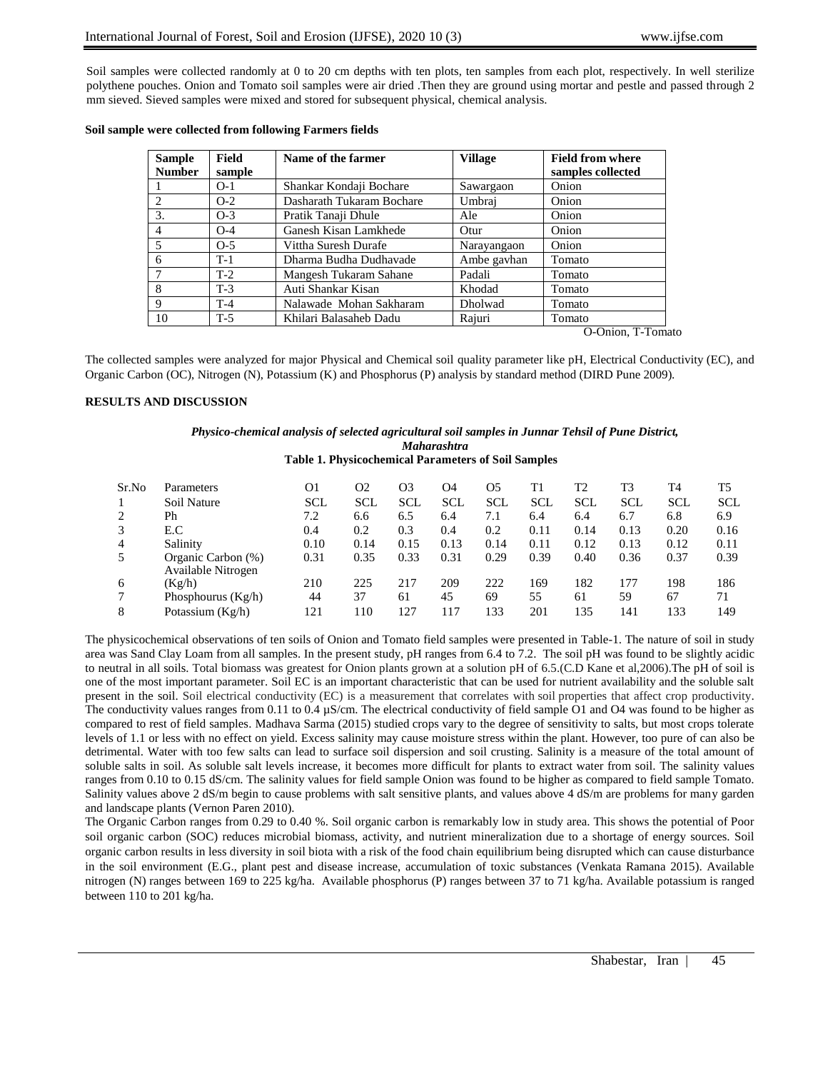Soil samples were collected randomly at 0 to 20 cm depths with ten plots, ten samples from each plot, respectively. In well sterilize polythene pouches. Onion and Tomato soil samples were air dried .Then they are ground using mortar and pestle and passed through 2 mm sieved. Sieved samples were mixed and stored for subsequent physical, chemical analysis.

**Soil sample were collected from following Farmers fields**

| Sample Number | Field sample | Name of the farmer | Village | Field from where samples collected |
|---|---|---|---|---|
| 1 | O-1 | Shankar Kondaji Bochare | Sawargaon | Onion |
| 2 | O-2 | Dasharath Tukaram Bochare | Umbraj | Onion |
| 3. | O-3 | Pratik Tanaji Dhule | Ale | Onion |
| 4 | O-4 | Ganesh Kisan Lamkhede | Otur | Onion |
| 5 | O-5 | Vittha Suresh Durafe | Narayangaon | Onion |
| 6 | T-1 | Dharma Budha Dudhavade | Ambe gavhan | Tomato |
| 7 | T-2 | Mangesh Tukaram Sahane | Padali | Tomato |
| 8 | T-3 | Auti Shankar Kisan | Khodad | Tomato |
| 9 | T-4 | Nalawade Mohan Sakharam | Dholwad | Tomato |
| 10 | T-5 | Khilari Balasaheb Dadu | Rajuri | Tomato |

O-Onion, T-Tomato

The collected samples were analyzed for major Physical and Chemical soil quality parameter like pH, Electrical Conductivity (EC), and Organic Carbon (OC), Nitrogen (N), Potassium (K) and Phosphorus (P) analysis by standard method (DIRD Pune 2009).

## RESULTS AND DISCUSSION

***Physico-chemical analysis of selected agricultural soil samples in Junnar Tehsil of Pune District, Maharashtra***

**Table 1. Physicochemical Parameters of Soil Samples**

| Sr.No | Parameters | O1 | O2 | O3 | O4 | O5 | T1 | T2 | T3 | T4 | T5 |
|---|---|---|---|---|---|---|---|---|---|---|---|
| 1 | Soil Nature | SCL | SCL | SCL | SCL | SCL | SCL | SCL | SCL | SCL | SCL |
| 2 | Ph | 7.2 | 6.6 | 6.5 | 6.4 | 7.1 | 6.4 | 6.4 | 6.7 | 6.8 | 6.9 |
| 3 | E.C | 0.4 | 0.2 | 0.3 | 0.4 | 0.2 | 0.11 | 0.14 | 0.13 | 0.20 | 0.16 |
| 4 | Salinity | 0.10 | 0.14 | 0.15 | 0.13 | 0.14 | 0.11 | 0.12 | 0.13 | 0.12 | 0.11 |
| 5 | Organic Carbon (%) | 0.31 | 0.35 | 0.33 | 0.31 | 0.29 | 0.39 | 0.40 | 0.36 | 0.37 | 0.39 |
| 6 | Available Nitrogen (Kg/h) | 210 | 225 | 217 | 209 | 222 | 169 | 182 | 177 | 198 | 186 |
| 7 | Phosphourus (Kg/h) | 44 | 37 | 61 | 45 | 69 | 55 | 61 | 59 | 67 | 71 |
| 8 | Potassium (Kg/h) | 121 | 110 | 127 | 117 | 133 | 201 | 135 | 141 | 133 | 149 |

The physicochemical observations of ten soils of Onion and Tomato field samples were presented in Table-1. The nature of soil in study area was Sand Clay Loam from all samples. In the present study, pH ranges from 6.4 to 7.2. The soil pH was found to be slightly acidic to neutral in all soils. Total biomass was greatest for Onion plants grown at a solution pH of 6.5.(C.D Kane et al,2006).The pH of soil is one of the most important parameter. Soil EC is an important characteristic that can be used for nutrient availability and the soluble salt present in the soil. Soil electrical conductivity (EC) is a measurement that correlates with soil properties that affect crop productivity. The conductivity values ranges from 0.11 to 0.4 µS/cm. The electrical conductivity of field sample O1 and O4 was found to be higher as compared to rest of field samples. Madhava Sarma (2015) studied crops vary to the degree of sensitivity to salts, but most crops tolerate levels of 1.1 or less with no effect on yield. Excess salinity may cause moisture stress within the plant. However, too pure of can also be detrimental. Water with too few salts can lead to surface soil dispersion and soil crusting. Salinity is a measure of the total amount of soluble salts in soil. As soluble salt levels increase, it becomes more difficult for plants to extract water from soil. The salinity values ranges from 0.10 to 0.15 dS/cm. The salinity values for field sample Onion was found to be higher as compared to field sample Tomato. Salinity values above 2 dS/m begin to cause problems with salt sensitive plants, and values above 4 dS/m are problems for many garden and landscape plants (Vernon Paren 2010).

The Organic Carbon ranges from 0.29 to 0.40 %. Soil organic carbon is remarkably low in study area. This shows the potential of Poor soil organic carbon (SOC) reduces microbial biomass, activity, and nutrient mineralization due to a shortage of energy sources. Soil organic carbon results in less diversity in soil biota with a risk of the food chain equilibrium being disrupted which can cause disturbance in the soil environment (E.G., plant pest and disease increase, accumulation of toxic substances (Venkata Ramana 2015). Available nitrogen (N) ranges between 169 to 225 kg/ha. Available phosphorus (P) ranges between 37 to 71 kg/ha. Available potassium is ranged between 110 to 201 kg/ha.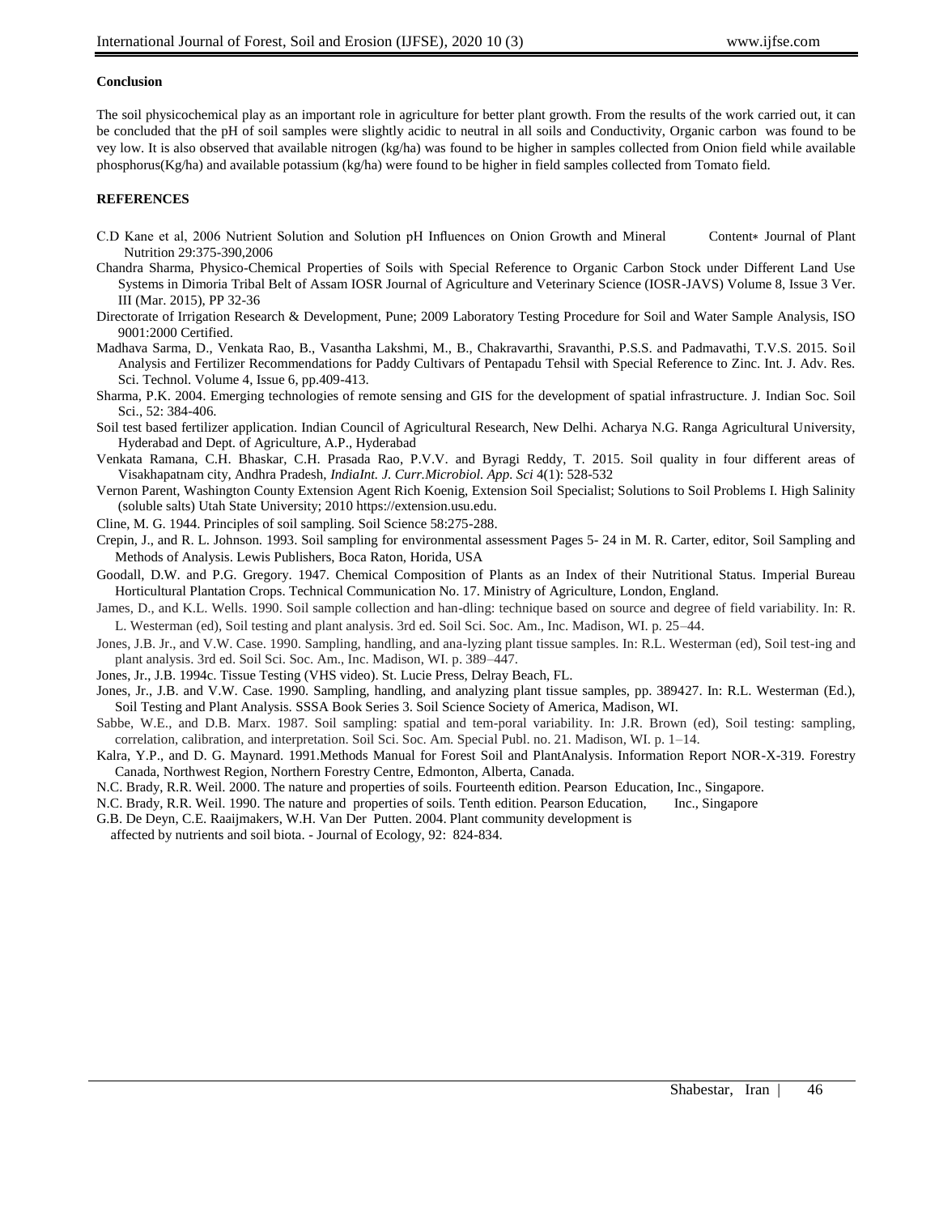**Conclusion**

The soil physicochemical play as an important role in agriculture for better plant growth. From the results of the work carried out, it can be concluded that the pH of soil samples were slightly acidic to neutral in all soils and Conductivity, Organic carbon was found to be vey low. It is also observed that available nitrogen (kg/ha) was found to be higher in samples collected from Onion field while available phosphorus(Kg/ha) and available potassium (kg/ha) were found to be higher in field samples collected from Tomato field.

**REFERENCES**

C.D Kane et al, 2006 Nutrient Solution and Solution pH Influences on Onion Growth and Mineral Content* Journal of Plant Nutrition 29:375-390,2006

Chandra Sharma, Physico-Chemical Properties of Soils with Special Reference to Organic Carbon Stock under Different Land Use Systems in Dimoria Tribal Belt of Assam IOSR Journal of Agriculture and Veterinary Science (IOSR-JAVS) Volume 8, Issue 3 Ver. III (Mar. 2015), PP 32-36

Directorate of Irrigation Research & Development, Pune; 2009 Laboratory Testing Procedure for Soil and Water Sample Analysis, ISO 9001:2000 Certified.

Madhava Sarma, D., Venkata Rao, B., Vasantha Lakshmi, M., B., Chakravarthi, Sravanthi, P.S.S. and Padmavathi, T.V.S. 2015. Soil Analysis and Fertilizer Recommendations for Paddy Cultivars of Pentapadu Tehsil with Special Reference to Zinc. Int. J. Adv. Res. Sci. Technol. Volume 4, Issue 6, pp.409-413.

Sharma, P.K. 2004. Emerging technologies of remote sensing and GIS for the development of spatial infrastructure. J. Indian Soc. Soil Sci., 52: 384-406.

Soil test based fertilizer application. Indian Council of Agricultural Research, New Delhi. Acharya N.G. Ranga Agricultural University, Hyderabad and Dept. of Agriculture, A.P., Hyderabad

Venkata Ramana, C.H. Bhaskar, C.H. Prasada Rao, P.V.V. and Byragi Reddy, T. 2015. Soil quality in four different areas of Visakhapatnam city, Andhra Pradesh, *IndiaInt. J. Curr.Microbiol. App. Sci* 4(1): 528-532

Vernon Parent, Washington County Extension Agent Rich Koenig, Extension Soil Specialist; Solutions to Soil Problems I. High Salinity (soluble salts) Utah State University; 2010 https://extension.usu.edu.

Cline, M. G. 1944. Principles of soil sampling. Soil Science 58:275-288.

Crepin, J., and R. L. Johnson. 1993. Soil sampling for environmental assessment Pages 5- 24 in M. R. Carter, editor, Soil Sampling and Methods of Analysis. Lewis Publishers, Boca Raton, Horida, USA

Goodall, D.W. and P.G. Gregory. 1947. Chemical Composition of Plants as an Index of their Nutritional Status. Imperial Bureau Horticultural Plantation Crops. Technical Communication No. 17. Ministry of Agriculture, London, England.

James, D., and K.L. Wells. 1990. Soil sample collection and han-dling: technique based on source and degree of field variability. In: R. L. Westerman (ed), Soil testing and plant analysis. 3rd ed. Soil Sci. Soc. Am., Inc. Madison, WI. p. 25–44.

Jones, J.B. Jr., and V.W. Case. 1990. Sampling, handling, and ana-lyzing plant tissue samples. In: R.L. Westerman (ed), Soil test-ing and plant analysis. 3rd ed. Soil Sci. Soc. Am., Inc. Madison, WI. p. 389–447.

Jones, Jr., J.B. 1994c. Tissue Testing (VHS video). St. Lucie Press, Delray Beach, FL.

Jones, Jr., J.B. and V.W. Case. 1990. Sampling, handling, and analyzing plant tissue samples, pp. 389427. In: R.L. Westerman (Ed.), Soil Testing and Plant Analysis. SSSA Book Series 3. Soil Science Society of America, Madison, WI.

Sabbe, W.E., and D.B. Marx. 1987. Soil sampling: spatial and tem-poral variability. In: J.R. Brown (ed), Soil testing: sampling, correlation, calibration, and interpretation. Soil Sci. Soc. Am. Special Publ. no. 21. Madison, WI. p. 1–14.

Kalra, Y.P., and D. G. Maynard. 1991.Methods Manual for Forest Soil and PlantAnalysis. Information Report NOR-X-319. Forestry Canada, Northwest Region, Northern Forestry Centre, Edmonton, Alberta, Canada.

N.C. Brady, R.R. Weil. 2000. The nature and properties of soils. Fourteenth edition. Pearson Education, Inc., Singapore.

N.C. Brady, R.R. Weil. 1990. The nature and properties of soils. Tenth edition. Pearson Education, Inc., Singapore

G.B. De Deyn, C.E. Raaijmakers, W.H. Van Der Putten. 2004. Plant community development is affected by nutrients and soil biota. - Journal of Ecology, 92: 824-834.